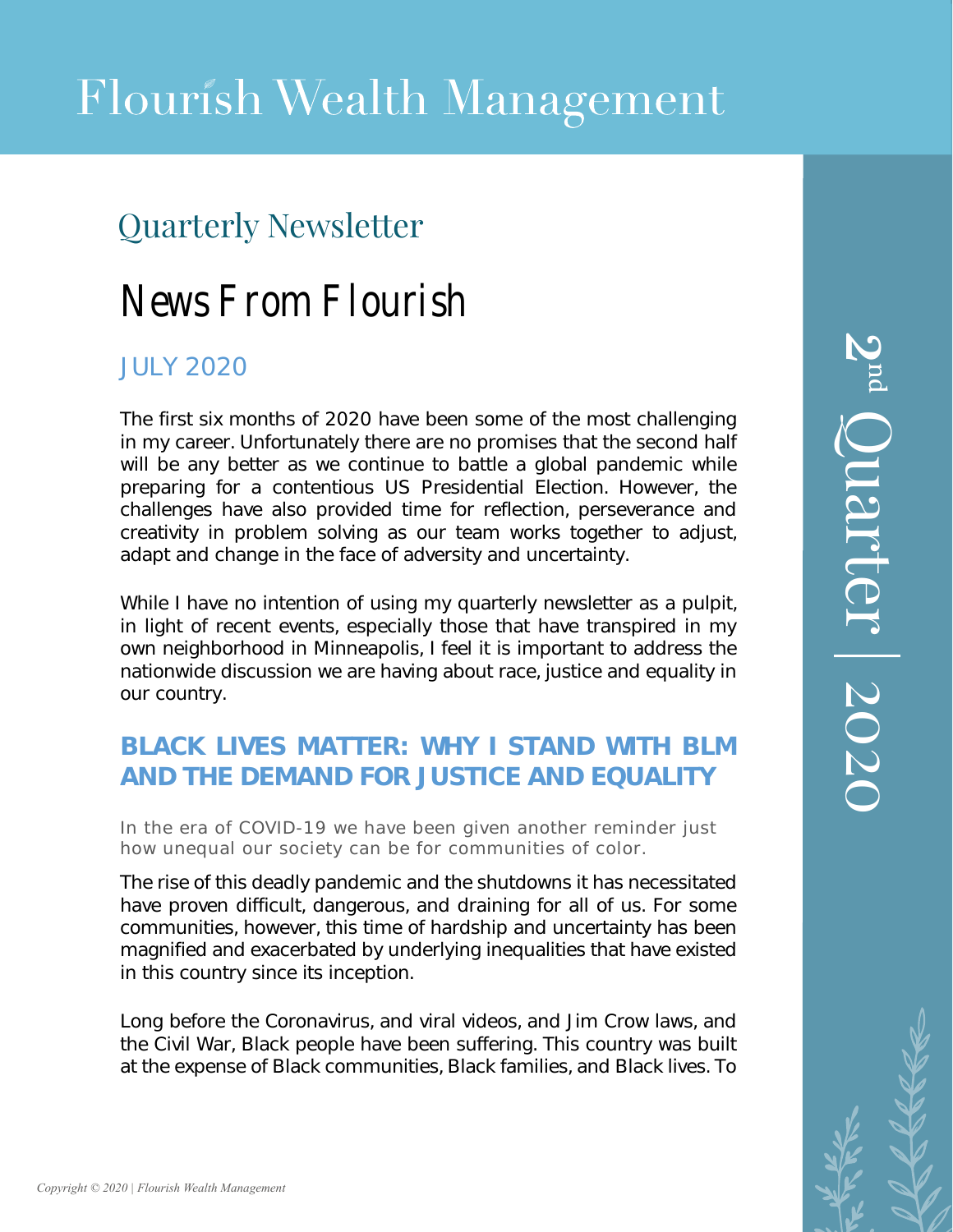# Flourish Wealth Management

## Quarterly Newsletter

# News From Flourish

2nd Quarter | 2020

### JULY 2020

The first six months of 2020 have been some of the most challenging in my career. Unfortunately there are no promises that the second half will be any better as we continue to battle a global pandemic while preparing for a contentious US Presidential Election. However, the challenges have also provided time for reflection, perseverance and creativity in problem solving as our team works together to adjust, adapt and change in the face of adversity and uncertainty.

While I have no intention of using my quarterly newsletter as a pulpit, in light of recent events, especially those that have transpired in my own neighborhood in Minneapolis, I feel it is important to address the nationwide discussion we are having about race, justice and equality in our country.

## BLACK LIVES MATTER: WHY I STAND WITH BLM AND THE DEMAND FOR JUSTICE AND EQUALITY

In the era of COVID-19 we have been given another reminder just how unequal our society can be for communities of color.

The rise of this deadly pandemic and the shutdowns it has necessitated have proven difficult, dangerous, and draining for all of us. For some communities, however, this time of hardship and uncertainty has been magnified and exacerbated by underlying inequalities that have existed in this country since its inception.

Long before the Coronavirus, and viral videos, and Jim Crow laws, and the Civil War, Black people have been suffering. This country was built at the expense of Black communities, Black families, and Black lives. To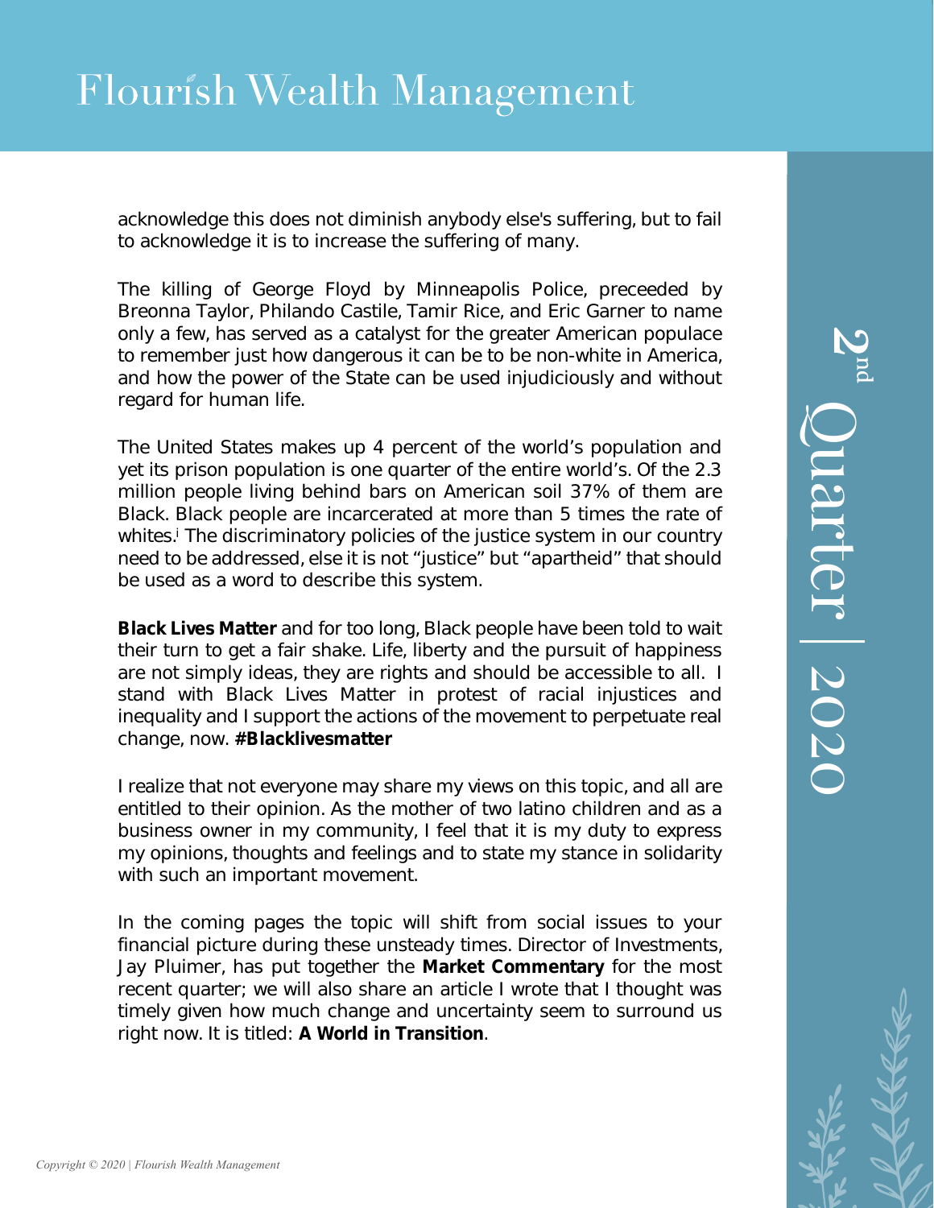acknowledge this does not diminish anybody else's suffering, but to fail to acknowledge it is to increase the suffering of many.

The killing of George Floyd by Minneapolis Police, preceeded by Breonna Taylor, Philando Castile, Tamir Rice, and Eric Garner to name only a few, has served as a catalyst for the greater American populace to remember just how dangerous it can be to be non-white in America, and how the power of the State can be used injudiciously and without regard for human life.

The United States makes up 4 percent of the world's population and yet its prison population is one quarter of the entire world's. Of the 2.3 million people living behind bars on American soil 37% of them are Black. Black people are incarcerated at more than 5 times the rate of whites.[i] The discriminatory policies of the justice system in our country need to be addressed, else it is not "justice" but "apartheid" that should be used as a word to describe this system.

**Black Lives Matter** and for too long, Black people have been told to wait their turn to get a fair shake. Life, liberty and the pursuit of happiness are not simply ideas, they are rights and should be accessible to all. I stand with Black Lives Matter in protest of racial injustices and inequality and I support the actions of the movement to perpetuate real change, now. **#Blacklivesmatter**

I realize that not everyone may share my views on this topic, and all are entitled to their opinion. As the mother of two latino children and as a business owner in my community, I feel that it is my duty to express my opinions, thoughts and feelings and to state my stance in solidarity with such an important movement.

In the coming pages the topic will shift from social issues to your financial picture during these unsteady times. Director of Investments, Jay Pluimer, has put together the **Market Commentary** for the most recent quarter; we will also share an article I wrote that I thought was timely given how much change and uncertainty seem to surround us right now. It is titled: **A World in Transition**.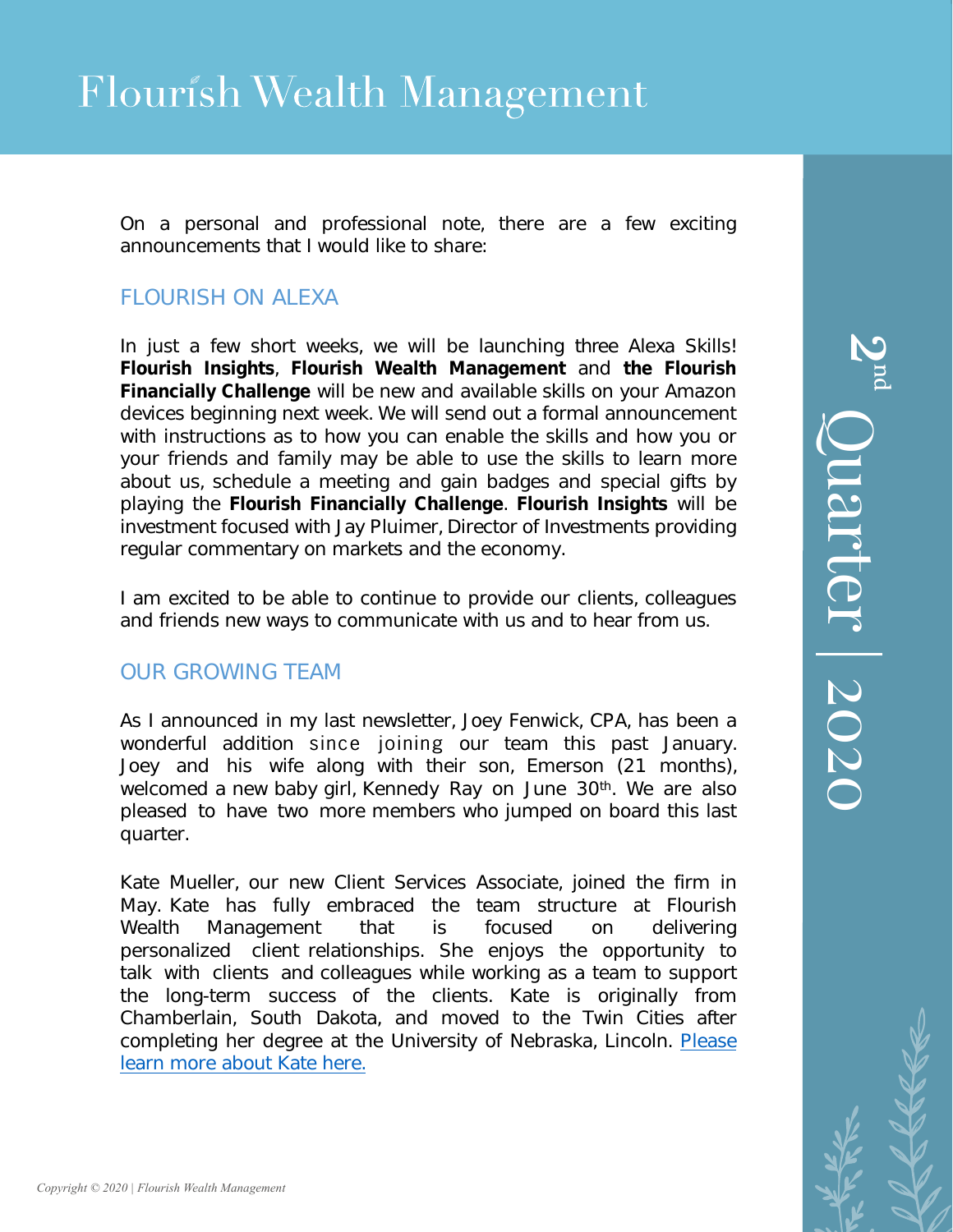On a personal and professional note, there are a few exciting announcements that I would like to share:

## FLOURISH ON ALEXA

In just a few short weeks, we will be launching three Alexa Skills! **Flourish Insights**, **Flourish Wealth Management** and **the Flourish Financially Challenge** will be new and available skills on your Amazon devices beginning next week. We will send out a formal announcement with instructions as to how you can enable the skills and how you or your friends and family may be able to use the skills to learn more about us, schedule a meeting and gain badges and special gifts by playing the **Flourish Financially Challenge**. **Flourish Insights** will be investment focused with Jay Pluimer, Director of Investments providing regular commentary on markets and the economy.

I am excited to be able to continue to provide our clients, colleagues and friends new ways to communicate with us and to hear from us.

## OUR GROWING TEAM

As I announced in my last newsletter, Joey Fenwick, CPA, has been a wonderful addition since joining our team this past January. Joey and his wife along with their son, Emerson (21 months), welcomed a new baby girl, Kennedy Ray on June 30th. We are also pleased to have two more members who jumped on board this last quarter.

Kate Mueller, our new Client Services Associate, joined the firm in May. Kate has fully embraced the team structure at Flourish Wealth Management that is focused on delivering personalized client relationships. She enjoys the opportunity to talk with clients and colleagues while working as a team to support the long-term success of the clients. Kate is originally from Chamberlain, South Dakota, and moved to the Twin Cities after completing her degree at the University of Nebraska, Lincoln. Please learn more about Kate here.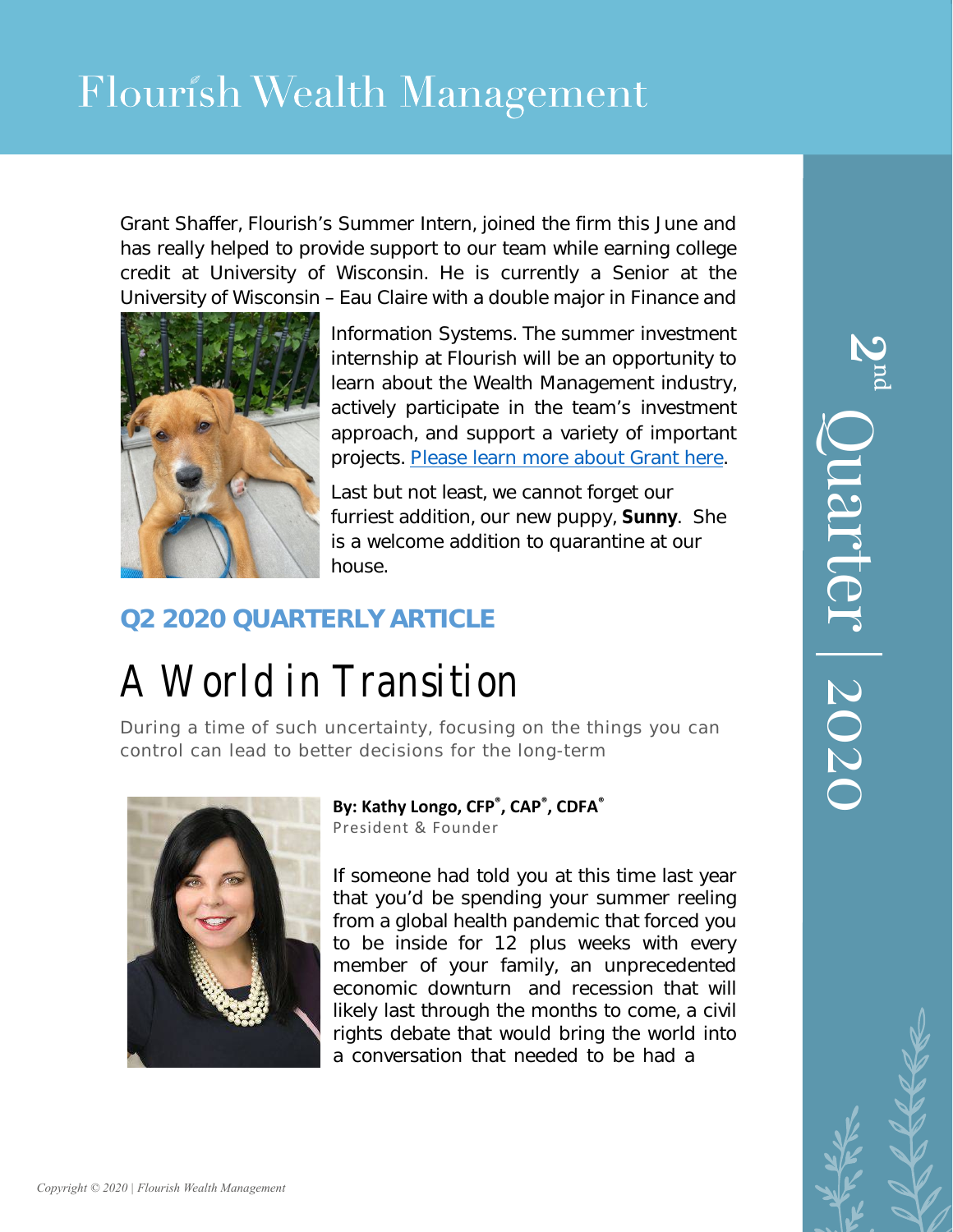Grant Shaffer, Flourish's Summer Intern, joined the firm this June and has really helped to provide support to our team while earning college credit at University of Wisconsin. He is currently a Senior at the University of Wisconsin – Eau Claire with a double major in Finance and Information Systems. The summer investment internship at Flourish will be an opportunity to learn about the Wealth Management industry, actively participate in the team's investment approach, and support a variety of important projects. [Please learn more about Grant here].

Last but not least, we cannot forget our furriest addition, our new puppy, **Sunny**. She is a welcome addition to quarantine at our house.

## Q2 2020 QUARTERLY ARTICLE

# A World in Transition

During a time of such uncertainty, focusing on the things you can control can lead to better decisions for the long-term

**By: Kathy Longo, CFP®, CAP®, CDFA®**
President & Founder

If someone had told you at this time last year that you'd be spending your summer reeling from a global health pandemic that forced you to be inside for 12 plus weeks with every member of your family, an unprecedented economic downturn and recession that will likely last through the months to come, a civil rights debate that would bring the world into a conversation that needed to be had a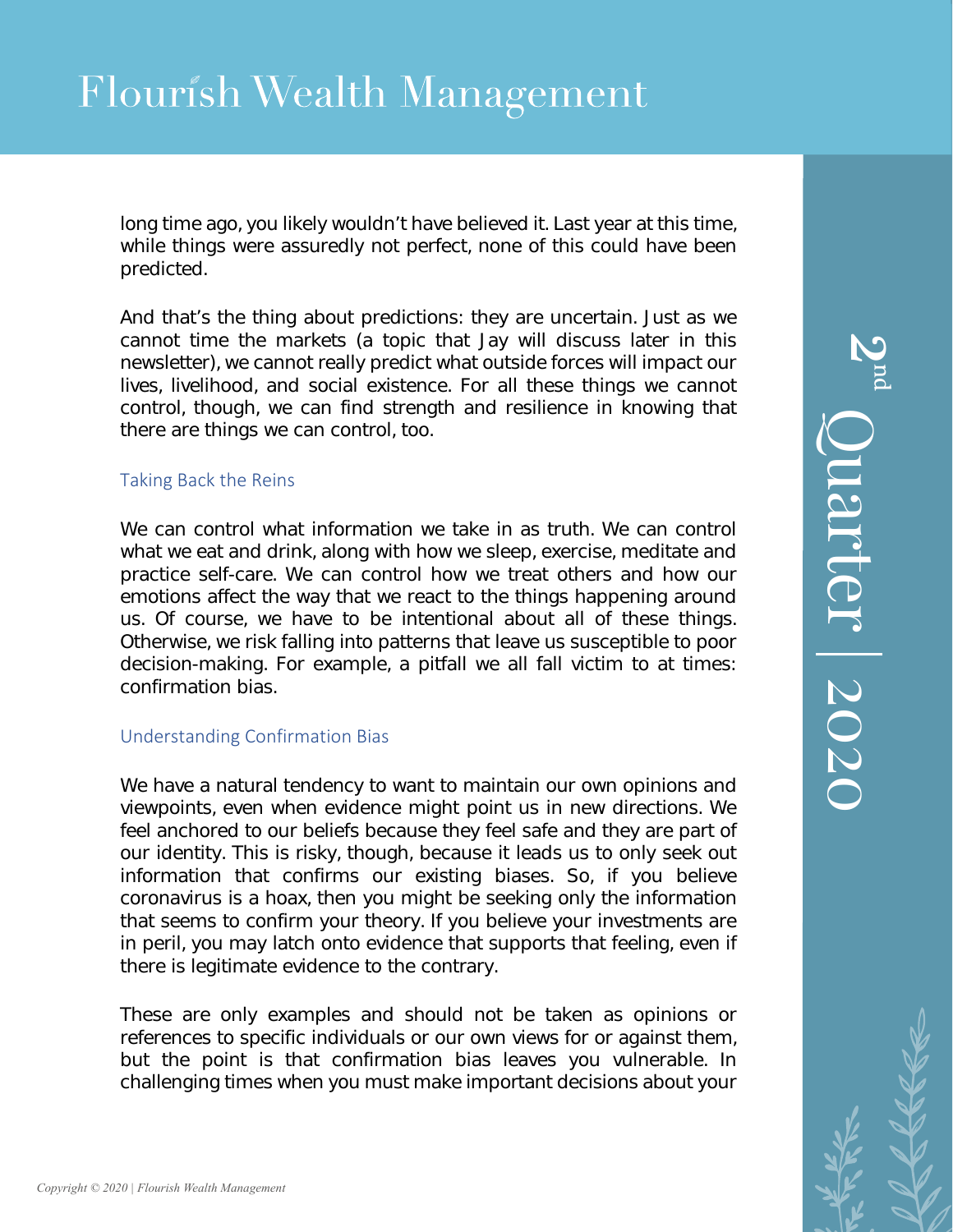long time ago, you likely wouldn't have believed it. Last year at this time, while things were assuredly not perfect, none of this could have been predicted.

And that's the thing about predictions: they are uncertain. Just as we cannot time the markets (a topic that Jay will discuss later in this newsletter), we cannot really predict what outside forces will impact our lives, livelihood, and social existence. For all these things we cannot control, though, we can find strength and resilience in knowing that there are things we can control, too.

### Taking Back the Reins

We can control what information we take in as truth. We can control what we eat and drink, along with how we sleep, exercise, meditate and practice self-care. We can control how we treat others and how our emotions affect the way that we react to the things happening around us. Of course, we have to be intentional about all of these things. Otherwise, we risk falling into patterns that leave us susceptible to poor decision-making. For example, a pitfall we all fall victim to at times: confirmation bias.

### Understanding Confirmation Bias

We have a natural tendency to want to maintain our own opinions and viewpoints, even when evidence might point us in new directions. We feel anchored to our beliefs because they feel safe and they are part of our identity. This is risky, though, because it leads us to only seek out information that confirms our existing biases. So, if you believe coronavirus is a hoax, then you might be seeking only the information that seems to confirm your theory. If you believe your investments are in peril, you may latch onto evidence that supports that feeling, even if there is legitimate evidence to the contrary.

These are only examples and should not be taken as opinions or references to specific individuals or our own views for or against them, but the point is that confirmation bias leaves you vulnerable. In challenging times when you must make important decisions about your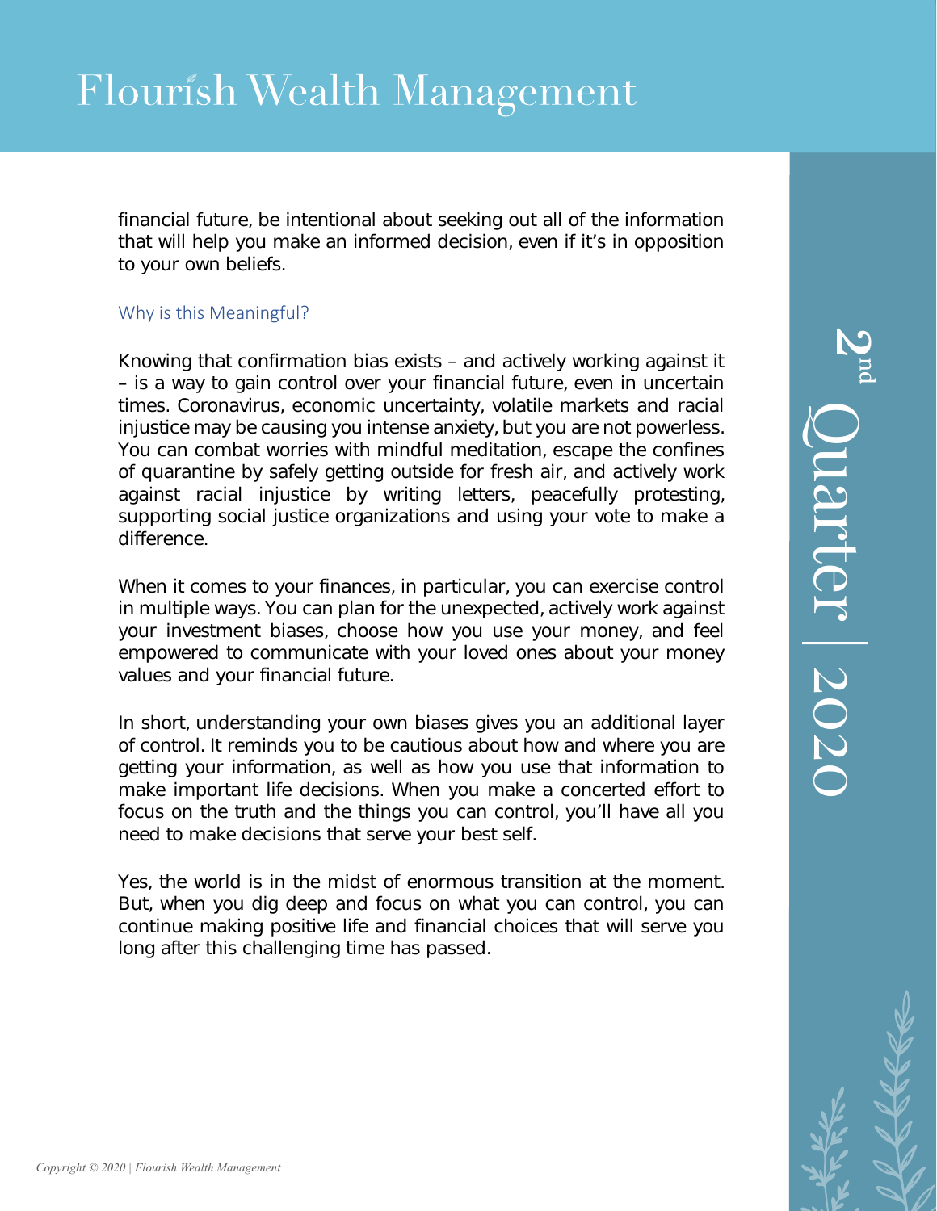financial future, be intentional about seeking out all of the information that will help you make an informed decision, even if it's in opposition to your own beliefs.

### Why is this Meaningful?

Knowing that confirmation bias exists – and actively working against it – is a way to gain control over your financial future, even in uncertain times. Coronavirus, economic uncertainty, volatile markets and racial injustice may be causing you intense anxiety, but you are not powerless. You can combat worries with mindful meditation, escape the confines of quarantine by safely getting outside for fresh air, and actively work against racial injustice by writing letters, peacefully protesting, supporting social justice organizations and using your vote to make a difference.

When it comes to your finances, in particular, you can exercise control in multiple ways. You can plan for the unexpected, actively work against your investment biases, choose how you use your money, and feel empowered to communicate with your loved ones about your money values and your financial future.

In short, understanding your own biases gives you an additional layer of control. It reminds you to be cautious about how and where you are getting your information, as well as how you use that information to make important life decisions. When you make a concerted effort to focus on the truth and the things you can control, you'll have all you need to make decisions that serve your best self.

Yes, the world is in the midst of enormous transition at the moment. But, when you dig deep and focus on what you can control, you can continue making positive life and financial choices that will serve you long after this challenging time has passed.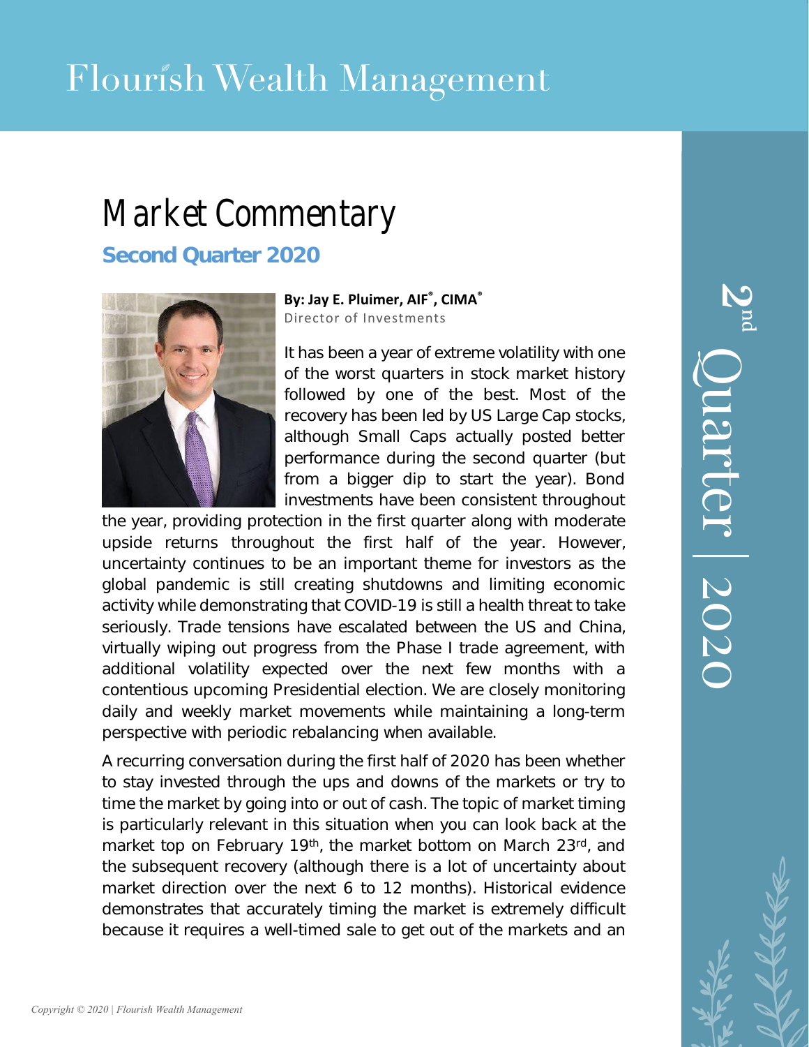# Flourish Wealth Management

# Market Commentary

## Second Quarter 2020

**By: Jay E. Pluimer, AIF®, CIMA®**
Director of Investments

It has been a year of extreme volatility with one of the worst quarters in stock market history followed by one of the best. Most of the recovery has been led by US Large Cap stocks, although Small Caps actually posted better performance during the second quarter (but from a bigger dip to start the year). Bond investments have been consistent throughout the year, providing protection in the first quarter along with moderate upside returns throughout the first half of the year. However, uncertainty continues to be an important theme for investors as the global pandemic is still creating shutdowns and limiting economic activity while demonstrating that COVID-19 is still a health threat to take seriously. Trade tensions have escalated between the US and China, virtually wiping out progress from the Phase I trade agreement, with additional volatility expected over the next few months with a contentious upcoming Presidential election. We are closely monitoring daily and weekly market movements while maintaining a long-term perspective with periodic rebalancing when available.

A recurring conversation during the first half of 2020 has been whether to stay invested through the ups and downs of the markets or try to time the market by going into or out of cash. The topic of market timing is particularly relevant in this situation when you can look back at the market top on February 19th, the market bottom on March 23rd, and the subsequent recovery (although there is a lot of uncertainty about market direction over the next 6 to 12 months). Historical evidence demonstrates that accurately timing the market is extremely difficult because it requires a well-timed sale to get out of the markets and an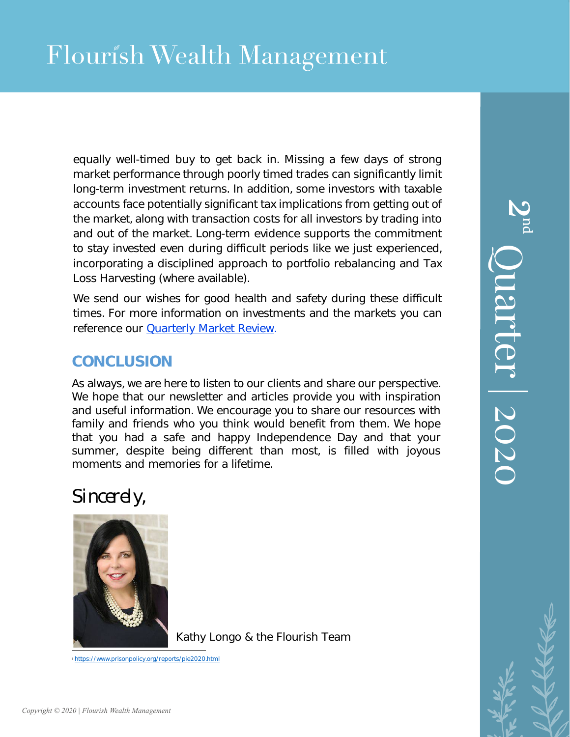equally well-timed buy to get back in. Missing a few days of strong market performance through poorly timed trades can significantly limit long-term investment returns. In addition, some investors with taxable accounts face potentially significant tax implications from getting out of the market, along with transaction costs for all investors by trading into and out of the market. Long-term evidence supports the commitment to stay invested even during difficult periods like we just experienced, incorporating a disciplined approach to portfolio rebalancing and Tax Loss Harvesting (where available).

We send our wishes for good health and safety during these difficult times. For more information on investments and the markets you can reference our [Quarterly Market Review](#).

## CONCLUSION

As always, we are here to listen to our clients and share our perspective. We hope that our newsletter and articles provide you with inspiration and useful information. We encourage you to share our resources with family and friends who you think would benefit from them. We hope that you had a safe and happy Independence Day and that your summer, despite being different than most, is filled with joyous moments and memories for a lifetime.

*Sincerely,*

Kathy Longo & the Flourish Team

i https://www.prisonpolicy.org/reports/pie2020.html